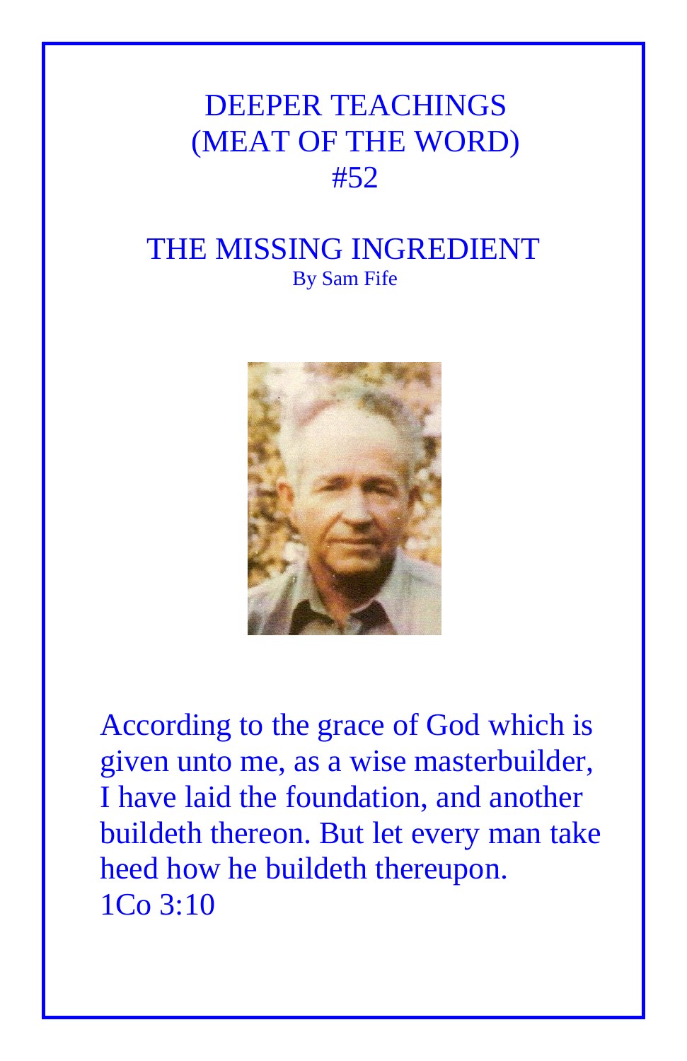# DEEPER TEACHINGS
# (MEAT OF THE WORD)
# #52

## THE MISSING INGREDIENT

By Sam Fife

According to the grace of God which is given unto me, as a wise masterbuilder, I have laid the foundation, and another buildeth thereon. But let every man take heed how he buildeth thereupon.
1Co 3:10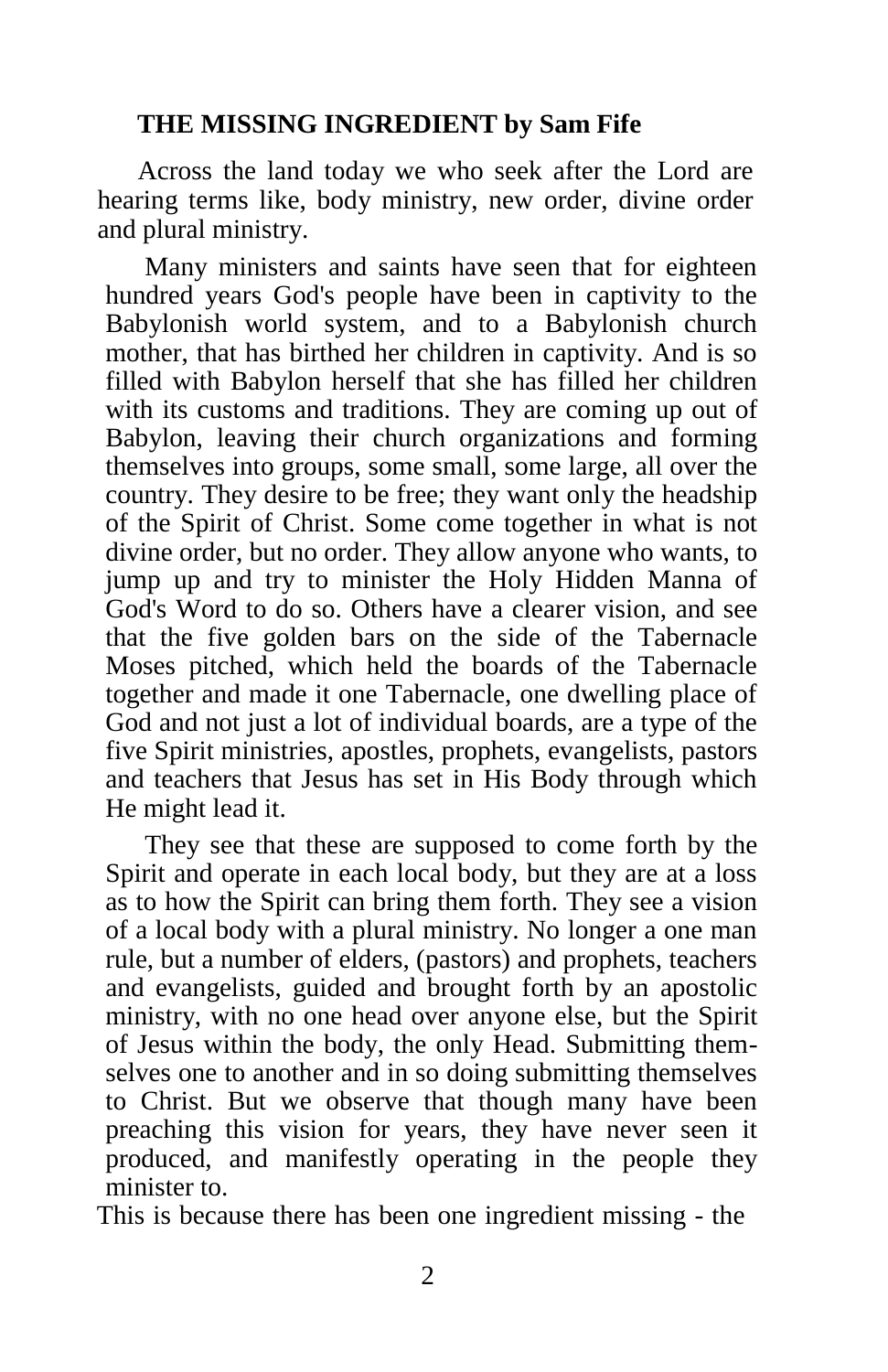**THE MISSING INGREDIENT by Sam Fife**

Across the land today we who seek after the Lord are hearing terms like, body ministry, new order, divine order and plural ministry.

Many ministers and saints have seen that for eighteen hundred years God's people have been in captivity to the Babylonish world system, and to a Babylonish church mother, that has birthed her children in captivity. And is so filled with Babylon herself that she has filled her children with its customs and traditions. They are coming up out of Babylon, leaving their church organizations and forming themselves into groups, some small, some large, all over the country. They desire to be free; they want only the headship of the Spirit of Christ. Some come together in what is not divine order, but no order. They allow anyone who wants, to jump up and try to minister the Holy Hidden Manna of God's Word to do so. Others have a clearer vision, and see that the five golden bars on the side of the Tabernacle Moses pitched, which held the boards of the Tabernacle together and made it one Tabernacle, one dwelling place of God and not just a lot of individual boards, are a type of the five Spirit ministries, apostles, prophets, evangelists, pastors and teachers that Jesus has set in His Body through which He might lead it.

They see that these are supposed to come forth by the Spirit and operate in each local body, but they are at a loss as to how the Spirit can bring them forth. They see a vision of a local body with a plural ministry. No longer a one man rule, but a number of elders, (pastors) and prophets, teachers and evangelists, guided and brought forth by an apostolic ministry, with no one head over anyone else, but the Spirit of Jesus within the body, the only Head. Submitting themselves one to another and in so doing submitting themselves to Christ. But we observe that though many have been preaching this vision for years, they have never seen it produced, and manifestly operating in the people they minister to.

This is because there has been one ingredient missing - the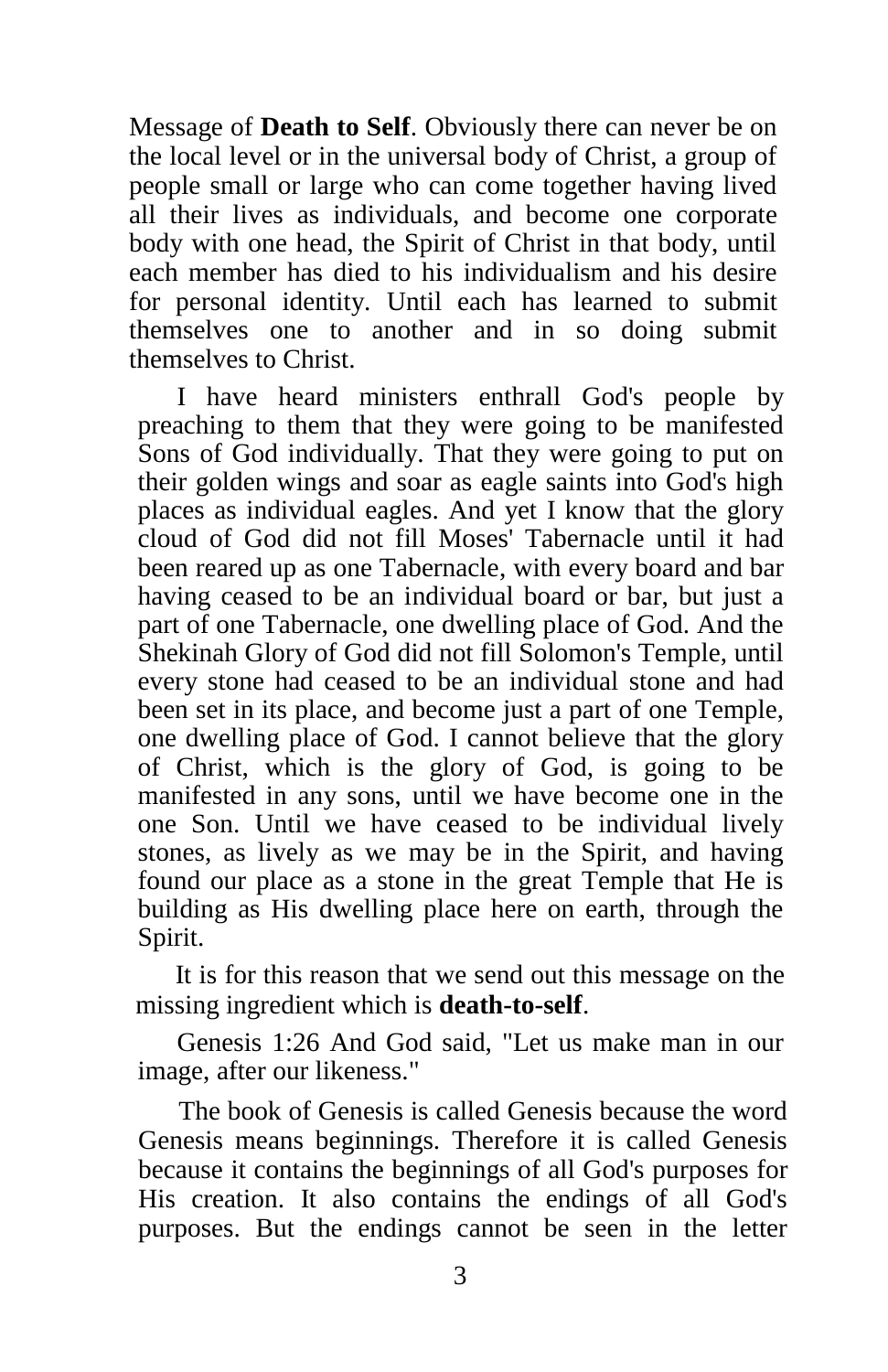Message of **Death to Self**. Obviously there can never be on the local level or in the universal body of Christ, a group of people small or large who can come together having lived all their lives as individuals, and become one corporate body with one head, the Spirit of Christ in that body, until each member has died to his individualism and his desire for personal identity. Until each has learned to submit themselves one to another and in so doing submit themselves to Christ.

I have heard ministers enthrall God's people by preaching to them that they were going to be manifested Sons of God individually. That they were going to put on their golden wings and soar as eagle saints into God's high places as individual eagles. And yet I know that the glory cloud of God did not fill Moses' Tabernacle until it had been reared up as one Tabernacle, with every board and bar having ceased to be an individual board or bar, but just a part of one Tabernacle, one dwelling place of God. And the Shekinah Glory of God did not fill Solomon's Temple, until every stone had ceased to be an individual stone and had been set in its place, and become just a part of one Temple, one dwelling place of God. I cannot believe that the glory of Christ, which is the glory of God, is going to be manifested in any sons, until we have become one in the one Son. Until we have ceased to be individual lively stones, as lively as we may be in the Spirit, and having found our place as a stone in the great Temple that He is building as His dwelling place here on earth, through the Spirit.

It is for this reason that we send out this message on the missing ingredient which is **death-to-self**.

Genesis 1:26 And God said, "Let us make man in our image, after our likeness."

The book of Genesis is called Genesis because the word Genesis means beginnings. Therefore it is called Genesis because it contains the beginnings of all God's purposes for His creation. It also contains the endings of all God's purposes. But the endings cannot be seen in the letter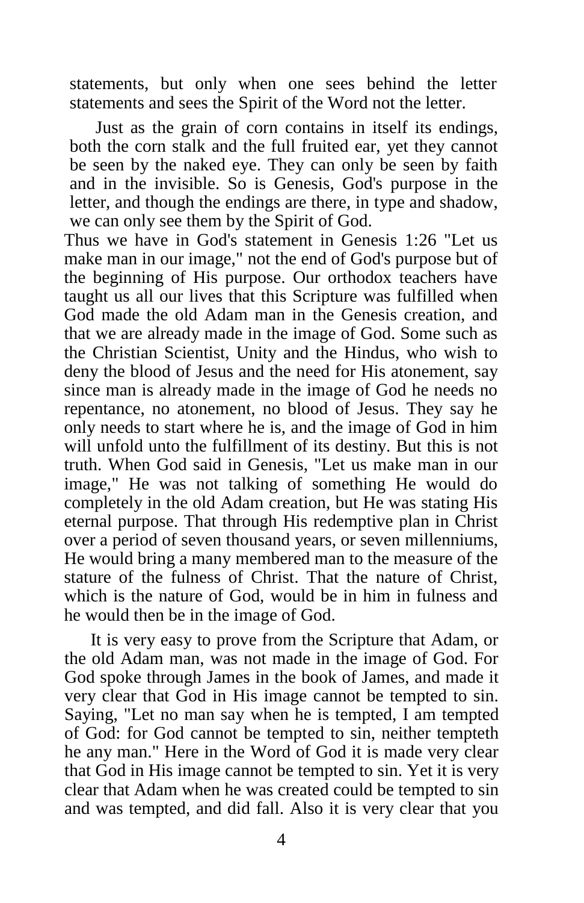statements, but only when one sees behind the letter statements and sees the Spirit of the Word not the letter.

Just as the grain of corn contains in itself its endings, both the corn stalk and the full fruited ear, yet they cannot be seen by the naked eye. They can only be seen by faith and in the invisible. So is Genesis, God's purpose in the letter, and though the endings are there, in type and shadow, we can only see them by the Spirit of God.

Thus we have in God's statement in Genesis 1:26 "Let us make man in our image," not the end of God's purpose but of the beginning of His purpose. Our orthodox teachers have taught us all our lives that this Scripture was fulfilled when God made the old Adam man in the Genesis creation, and that we are already made in the image of God. Some such as the Christian Scientist, Unity and the Hindus, who wish to deny the blood of Jesus and the need for His atonement, say since man is already made in the image of God he needs no repentance, no atonement, no blood of Jesus. They say he only needs to start where he is, and the image of God in him will unfold unto the fulfillment of its destiny. But this is not truth. When God said in Genesis, "Let us make man in our image," He was not talking of something He would do completely in the old Adam creation, but He was stating His eternal purpose. That through His redemptive plan in Christ over a period of seven thousand years, or seven millenniums, He would bring a many membered man to the measure of the stature of the fulness of Christ. That the nature of Christ, which is the nature of God, would be in him in fulness and he would then be in the image of God.

It is very easy to prove from the Scripture that Adam, or the old Adam man, was not made in the image of God. For God spoke through James in the book of James, and made it very clear that God in His image cannot be tempted to sin. Saying, "Let no man say when he is tempted, I am tempted of God: for God cannot be tempted to sin, neither tempteth he any man." Here in the Word of God it is made very clear that God in His image cannot be tempted to sin. Yet it is very clear that Adam when he was created could be tempted to sin and was tempted, and did fall. Also it is very clear that you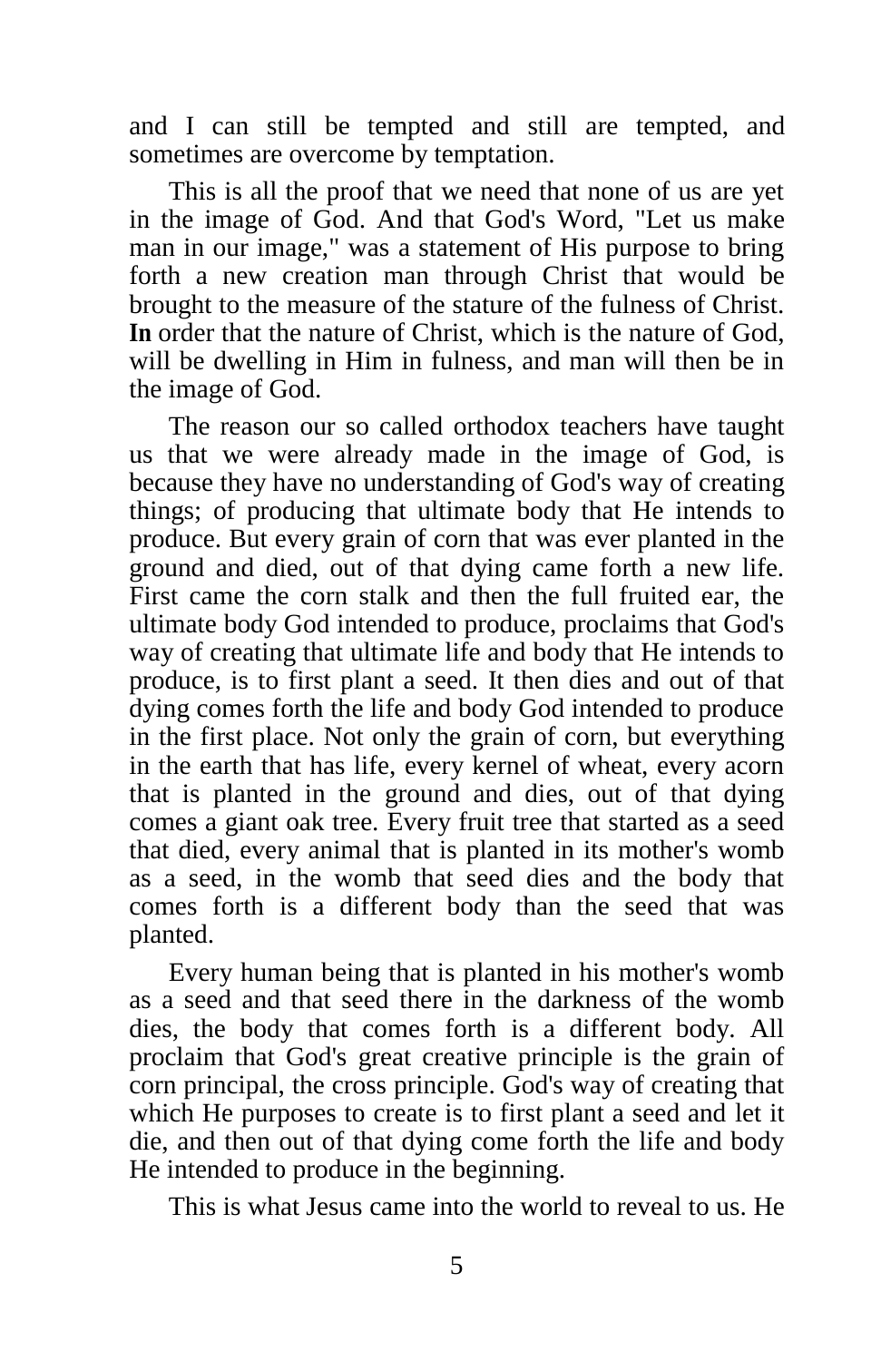and I can still be tempted and still are tempted, and sometimes are overcome by temptation.

This is all the proof that we need that none of us are yet in the image of God. And that God's Word, "Let us make man in our image," was a statement of His purpose to bring forth a new creation man through Christ that would be brought to the measure of the stature of the fulness of Christ. **In** order that the nature of Christ, which is the nature of God, will be dwelling in Him in fulness, and man will then be in the image of God.

The reason our so called orthodox teachers have taught us that we were already made in the image of God, is because they have no understanding of God's way of creating things; of producing that ultimate body that He intends to produce. But every grain of corn that was ever planted in the ground and died, out of that dying came forth a new life. First came the corn stalk and then the full fruited ear, the ultimate body God intended to produce, proclaims that God's way of creating that ultimate life and body that He intends to produce, is to first plant a seed. It then dies and out of that dying comes forth the life and body God intended to produce in the first place. Not only the grain of corn, but everything in the earth that has life, every kernel of wheat, every acorn that is planted in the ground and dies, out of that dying comes a giant oak tree. Every fruit tree that started as a seed that died, every animal that is planted in its mother's womb as a seed, in the womb that seed dies and the body that comes forth is a different body than the seed that was planted.

Every human being that is planted in his mother's womb as a seed and that seed there in the darkness of the womb dies, the body that comes forth is a different body. All proclaim that God's great creative principle is the grain of corn principal, the cross principle. God's way of creating that which He purposes to create is to first plant a seed and let it die, and then out of that dying come forth the life and body He intended to produce in the beginning.

This is what Jesus came into the world to reveal to us. He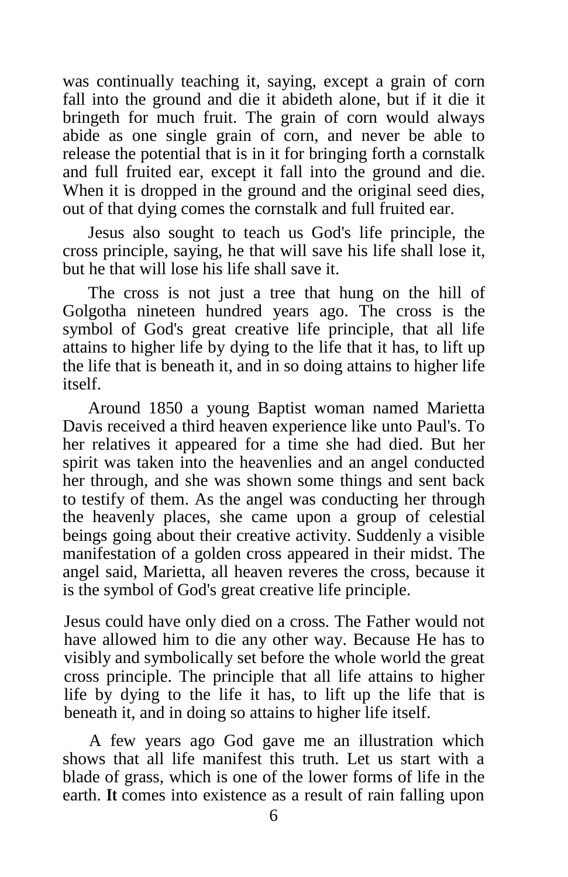was continually teaching it, saying, except a grain of corn fall into the ground and die it abideth alone, but if it die it bringeth for much fruit. The grain of corn would always abide as one single grain of corn, and never be able to release the potential that is in it for bringing forth a cornstalk and full fruited ear, except it fall into the ground and die. When it is dropped in the ground and the original seed dies, out of that dying comes the cornstalk and full fruited ear.

Jesus also sought to teach us God's life principle, the cross principle, saying, he that will save his life shall lose it, but he that will lose his life shall save it.

The cross is not just a tree that hung on the hill of Golgotha nineteen hundred years ago. The cross is the symbol of God's great creative life principle, that all life attains to higher life by dying to the life that it has, to lift up the life that is beneath it, and in so doing attains to higher life itself.

Around 1850 a young Baptist woman named Marietta Davis received a third heaven experience like unto Paul's. To her relatives it appeared for a time she had died. But her spirit was taken into the heavenlies and an angel conducted her through, and she was shown some things and sent back to testify of them. As the angel was conducting her through the heavenly places, she came upon a group of celestial beings going about their creative activity. Suddenly a visible manifestation of a golden cross appeared in their midst. The angel said, Marietta, all heaven reveres the cross, because it is the symbol of God's great creative life principle.

Jesus could have only died on a cross. The Father would not have allowed him to die any other way. Because He has to visibly and symbolically set before the whole world the great cross principle. The principle that all life attains to higher life by dying to the life it has, to lift up the life that is beneath it, and in doing so attains to higher life itself.

A few years ago God gave me an illustration which shows that all life manifest this truth. Let us start with a blade of grass, which is one of the lower forms of life in the earth. **It** comes into existence as a result of rain falling upon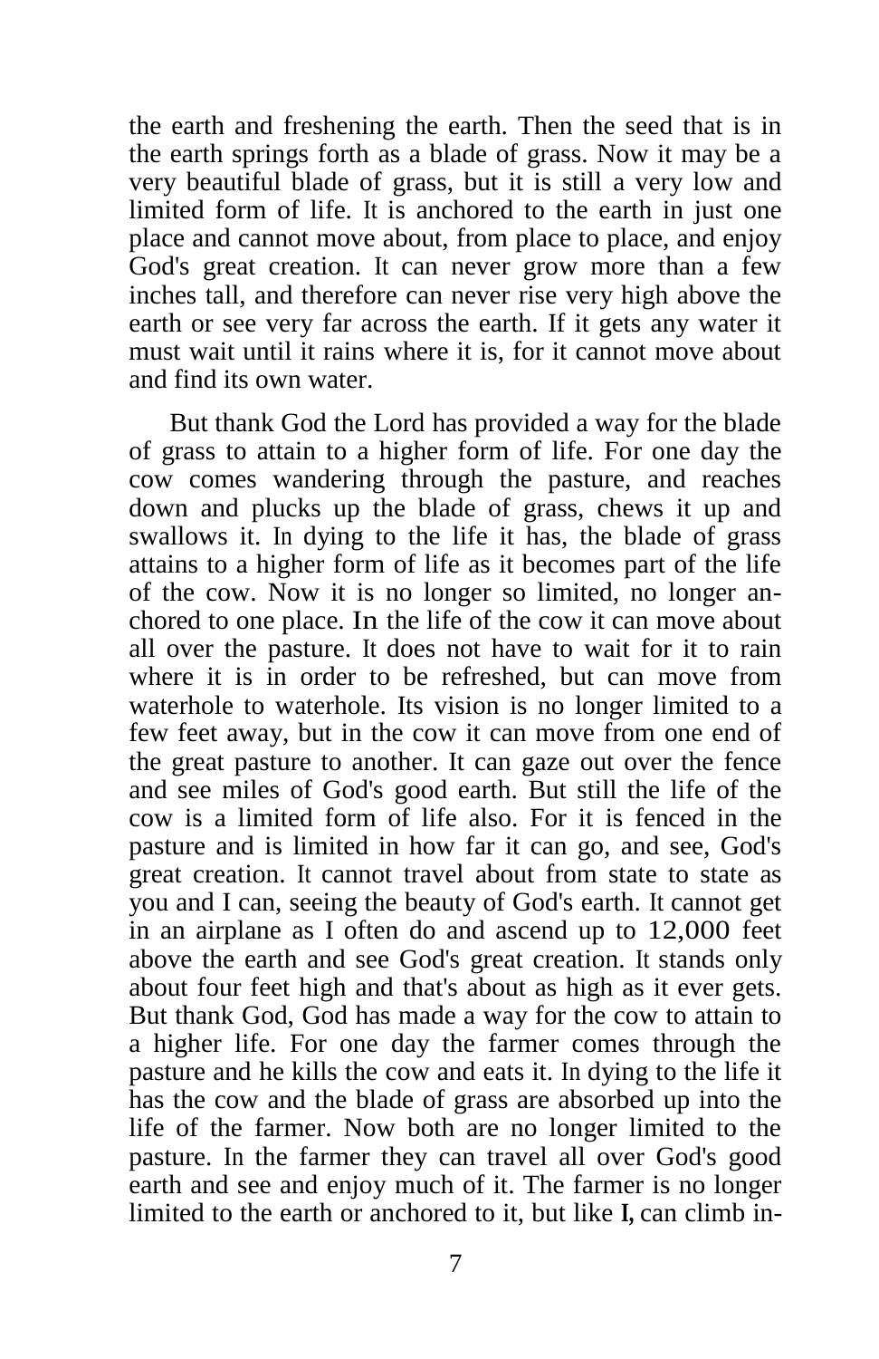the earth and freshening the earth. Then the seed that is in the earth springs forth as a blade of grass. Now it may be a very beautiful blade of grass, but it is still a very low and limited form of life. It is anchored to the earth in just one place and cannot move about, from place to place, and enjoy God's great creation. It can never grow more than a few inches tall, and therefore can never rise very high above the earth or see very far across the earth. If it gets any water it must wait until it rains where it is, for it cannot move about and find its own water.

But thank God the Lord has provided a way for the blade of grass to attain to a higher form of life. For one day the cow comes wandering through the pasture, and reaches down and plucks up the blade of grass, chews it up and swallows it. In dying to the life it has, the blade of grass attains to a higher form of life as it becomes part of the life of the cow. Now it is no longer so limited, no longer anchored to one place. In the life of the cow it can move about all over the pasture. It does not have to wait for it to rain where it is in order to be refreshed, but can move from waterhole to waterhole. Its vision is no longer limited to a few feet away, but in the cow it can move from one end of the great pasture to another. It can gaze out over the fence and see miles of God's good earth. But still the life of the cow is a limited form of life also. For it is fenced in the pasture and is limited in how far it can go, and see, God's great creation. It cannot travel about from state to state as you and I can, seeing the beauty of God's earth. It cannot get in an airplane as I often do and ascend up to 12,000 feet above the earth and see God's great creation. It stands only about four feet high and that's about as high as it ever gets. But thank God, God has made a way for the cow to attain to a higher life. For one day the farmer comes through the pasture and he kills the cow and eats it. In dying to the life it has the cow and the blade of grass are absorbed up into the life of the farmer. Now both are no longer limited to the pasture. In the farmer they can travel all over God's good earth and see and enjoy much of it. The farmer is no longer limited to the earth or anchored to it, but like I, can climb in-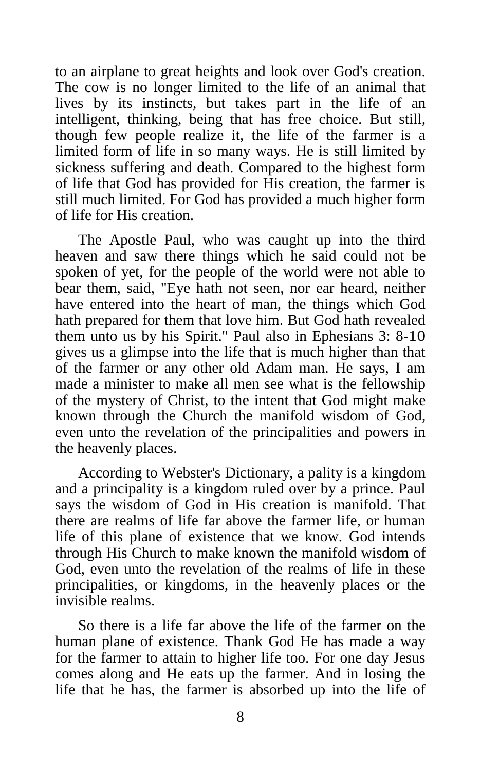to an airplane to great heights and look over God's creation. The cow is no longer limited to the life of an animal that lives by its instincts, but takes part in the life of an intelligent, thinking, being that has free choice. But still, though few people realize it, the life of the farmer is a limited form of life in so many ways. He is still limited by sickness suffering and death. Compared to the highest form of life that God has provided for His creation, the farmer is still much limited. For God has provided a much higher form of life for His creation.

The Apostle Paul, who was caught up into the third heaven and saw there things which he said could not be spoken of yet, for the people of the world were not able to bear them, said, "Eye hath not seen, nor ear heard, neither have entered into the heart of man, the things which God hath prepared for them that love him. But God hath revealed them unto us by his Spirit." Paul also in Ephesians 3: 8-10 gives us a glimpse into the life that is much higher than that of the farmer or any other old Adam man. He says, I am made a minister to make all men see what is the fellowship of the mystery of Christ, to the intent that God might make known through the Church the manifold wisdom of God, even unto the revelation of the principalities and powers in the heavenly places.

According to Webster's Dictionary, a pality is a kingdom and a principality is a kingdom ruled over by a prince. Paul says the wisdom of God in His creation is manifold. That there are realms of life far above the farmer life, or human life of this plane of existence that we know. God intends through His Church to make known the manifold wisdom of God, even unto the revelation of the realms of life in these principalities, or kingdoms, in the heavenly places or the invisible realms.

So there is a life far above the life of the farmer on the human plane of existence. Thank God He has made a way for the farmer to attain to higher life too. For one day Jesus comes along and He eats up the farmer. And in losing the life that he has, the farmer is absorbed up into the life of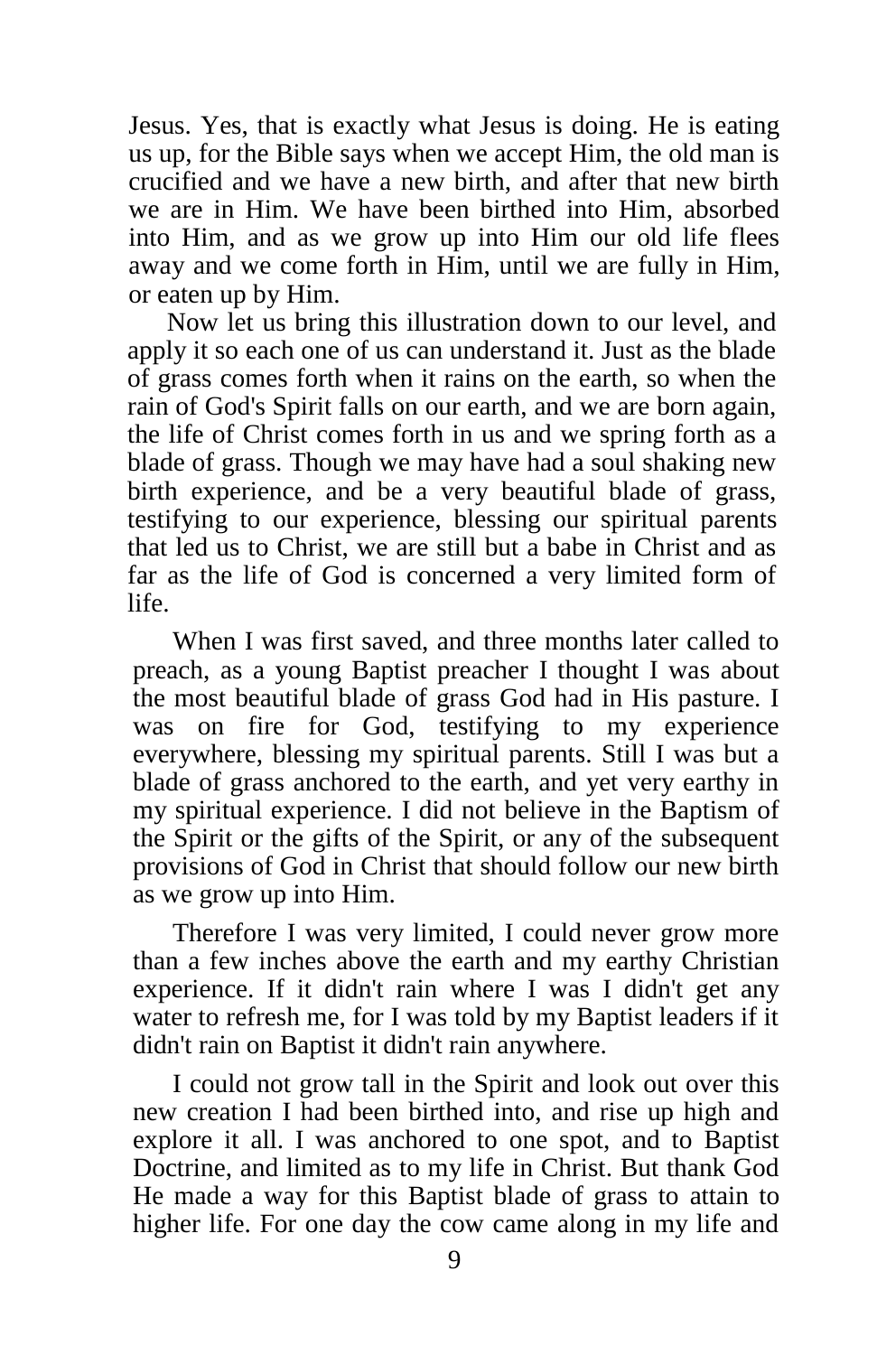Jesus. Yes, that is exactly what Jesus is doing. He is eating us up, for the Bible says when we accept Him, the old man is crucified and we have a new birth, and after that new birth we are in Him. We have been birthed into Him, absorbed into Him, and as we grow up into Him our old life flees away and we come forth in Him, until we are fully in Him, or eaten up by Him.

Now let us bring this illustration down to our level, and apply it so each one of us can understand it. Just as the blade of grass comes forth when it rains on the earth, so when the rain of God's Spirit falls on our earth, and we are born again, the life of Christ comes forth in us and we spring forth as a blade of grass. Though we may have had a soul shaking new birth experience, and be a very beautiful blade of grass, testifying to our experience, blessing our spiritual parents that led us to Christ, we are still but a babe in Christ and as far as the life of God is concerned a very limited form of life.

When I was first saved, and three months later called to preach, as a young Baptist preacher I thought I was about the most beautiful blade of grass God had in His pasture. I was on fire for God, testifying to my experience everywhere, blessing my spiritual parents. Still I was but a blade of grass anchored to the earth, and yet very earthy in my spiritual experience. I did not believe in the Baptism of the Spirit or the gifts of the Spirit, or any of the subsequent provisions of God in Christ that should follow our new birth as we grow up into Him.

Therefore I was very limited, I could never grow more than a few inches above the earth and my earthy Christian experience. If it didn't rain where I was I didn't get any water to refresh me, for I was told by my Baptist leaders if it didn't rain on Baptist it didn't rain anywhere.

I could not grow tall in the Spirit and look out over this new creation I had been birthed into, and rise up high and explore it all. I was anchored to one spot, and to Baptist Doctrine, and limited as to my life in Christ. But thank God He made a way for this Baptist blade of grass to attain to higher life. For one day the cow came along in my life and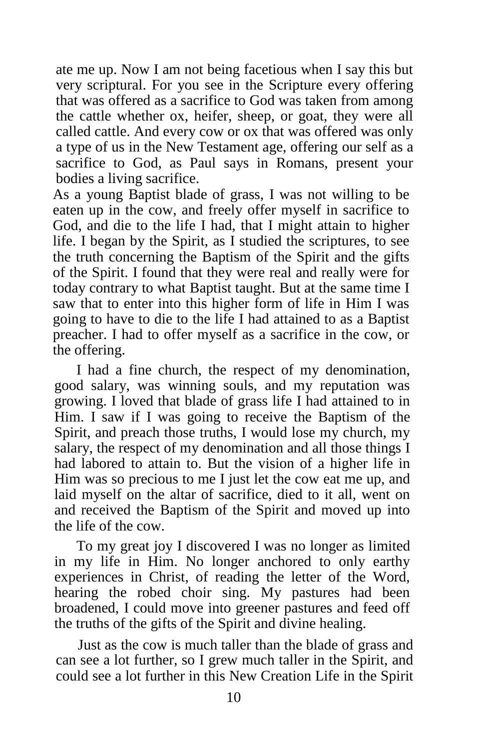ate me up. Now I am not being facetious when I say this but very scriptural. For you see in the Scripture every offering that was offered as a sacrifice to God was taken from among the cattle whether ox, heifer, sheep, or goat, they were all called cattle. And every cow or ox that was offered was only a type of us in the New Testament age, offering our self as a sacrifice to God, as Paul says in Romans, present your bodies a living sacrifice.

As a young Baptist blade of grass, I was not willing to be eaten up in the cow, and freely offer myself in sacrifice to God, and die to the life I had, that I might attain to higher life. I began by the Spirit, as I studied the scriptures, to see the truth concerning the Baptism of the Spirit and the gifts of the Spirit. I found that they were real and really were for today contrary to what Baptist taught. But at the same time I saw that to enter into this higher form of life in Him I was going to have to die to the life I had attained to as a Baptist preacher. I had to offer myself as a sacrifice in the cow, or the offering.

I had a fine church, the respect of my denomination, good salary, was winning souls, and my reputation was growing. I loved that blade of grass life I had attained to in Him. I saw if I was going to receive the Baptism of the Spirit, and preach those truths, I would lose my church, my salary, the respect of my denomination and all those things I had labored to attain to. But the vision of a higher life in Him was so precious to me I just let the cow eat me up, and laid myself on the altar of sacrifice, died to it all, went on and received the Baptism of the Spirit and moved up into the life of the cow.

To my great joy I discovered I was no longer as limited in my life in Him. No longer anchored to only earthy experiences in Christ, of reading the letter of the Word, hearing the robed choir sing. My pastures had been broadened, I could move into greener pastures and feed off the truths of the gifts of the Spirit and divine healing.

Just as the cow is much taller than the blade of grass and can see a lot further, so I grew much taller in the Spirit, and could see a lot further in this New Creation Life in the Spirit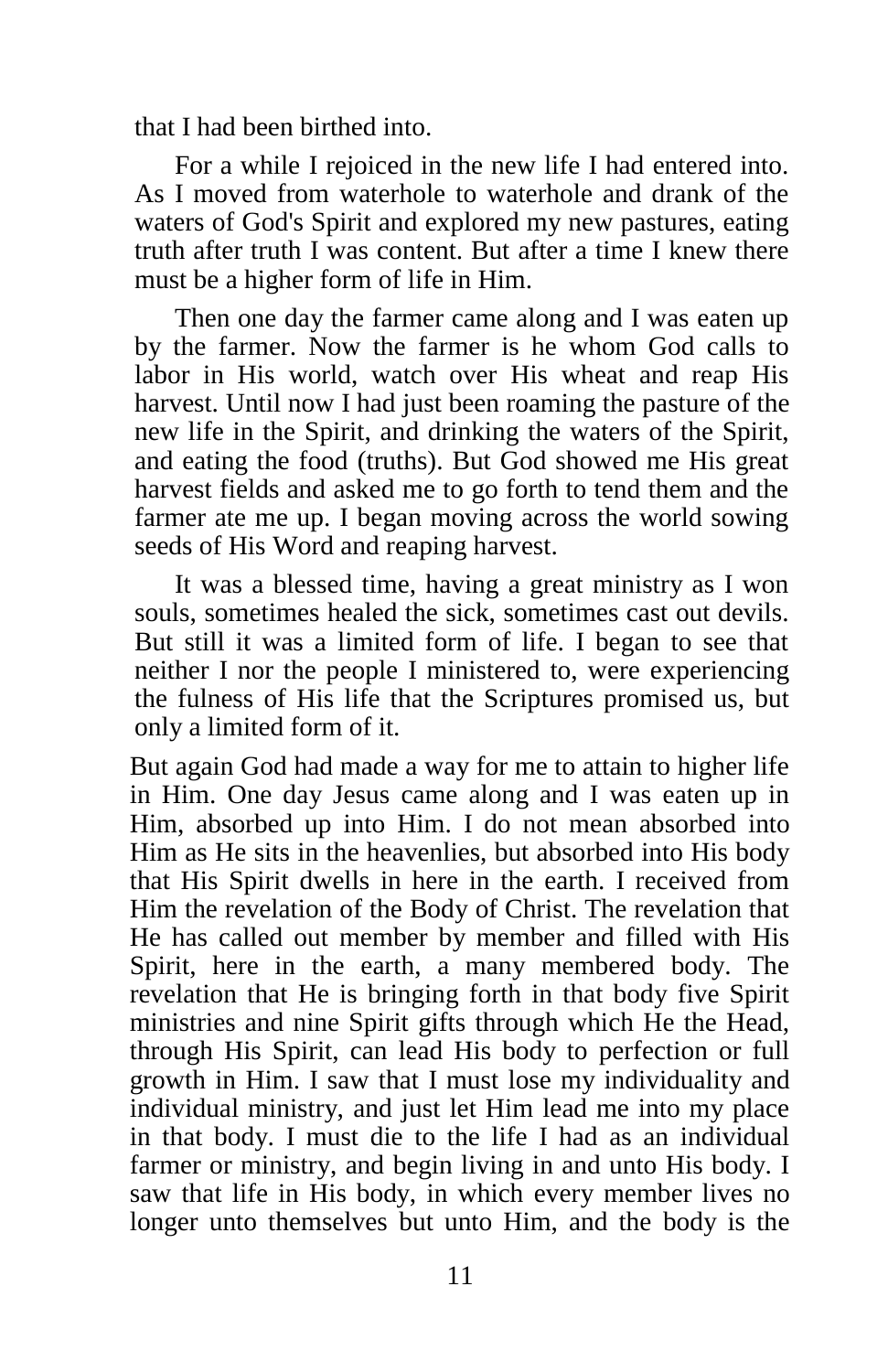that I had been birthed into.

For a while I rejoiced in the new life I had entered into. As I moved from waterhole to waterhole and drank of the waters of God's Spirit and explored my new pastures, eating truth after truth I was content. But after a time I knew there must be a higher form of life in Him.

Then one day the farmer came along and I was eaten up by the farmer. Now the farmer is he whom God calls to labor in His world, watch over His wheat and reap His harvest. Until now I had just been roaming the pasture of the new life in the Spirit, and drinking the waters of the Spirit, and eating the food (truths). But God showed me His great harvest fields and asked me to go forth to tend them and the farmer ate me up. I began moving across the world sowing seeds of His Word and reaping harvest.

It was a blessed time, having a great ministry as I won souls, sometimes healed the sick, sometimes cast out devils. But still it was a limited form of life. I began to see that neither I nor the people I ministered to, were experiencing the fulness of His life that the Scriptures promised us, but only a limited form of it.

But again God had made a way for me to attain to higher life in Him. One day Jesus came along and I was eaten up in Him, absorbed up into Him. I do not mean absorbed into Him as He sits in the heavenlies, but absorbed into His body that His Spirit dwells in here in the earth. I received from Him the revelation of the Body of Christ. The revelation that He has called out member by member and filled with His Spirit, here in the earth, a many membered body. The revelation that He is bringing forth in that body five Spirit ministries and nine Spirit gifts through which He the Head, through His Spirit, can lead His body to perfection or full growth in Him. I saw that I must lose my individuality and individual ministry, and just let Him lead me into my place in that body. I must die to the life I had as an individual farmer or ministry, and begin living in and unto His body. I saw that life in His body, in which every member lives no longer unto themselves but unto Him, and the body is the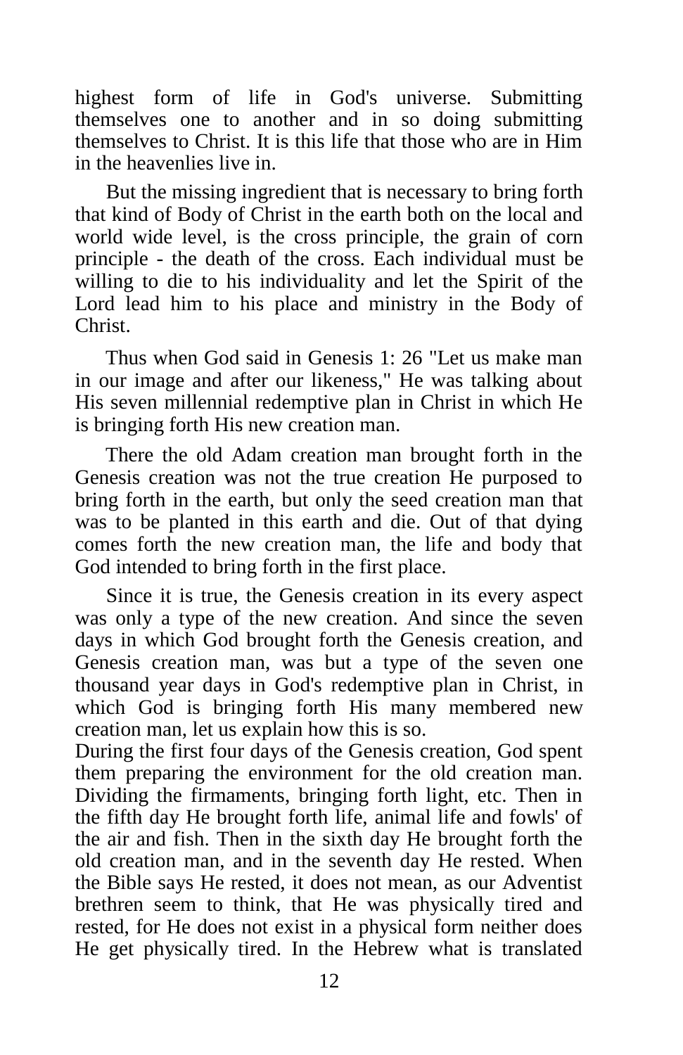highest form of life in God's universe. Submitting themselves one to another and in so doing submitting themselves to Christ. It is this life that those who are in Him in the heavenlies live in.

But the missing ingredient that is necessary to bring forth that kind of Body of Christ in the earth both on the local and world wide level, is the cross principle, the grain of corn principle - the death of the cross. Each individual must be willing to die to his individuality and let the Spirit of the Lord lead him to his place and ministry in the Body of Christ.

Thus when God said in Genesis 1: 26 "Let us make man in our image and after our likeness," He was talking about His seven millennial redemptive plan in Christ in which He is bringing forth His new creation man.

There the old Adam creation man brought forth in the Genesis creation was not the true creation He purposed to bring forth in the earth, but only the seed creation man that was to be planted in this earth and die. Out of that dying comes forth the new creation man, the life and body that God intended to bring forth in the first place.

Since it is true, the Genesis creation in its every aspect was only a type of the new creation. And since the seven days in which God brought forth the Genesis creation, and Genesis creation man, was but a type of the seven one thousand year days in God's redemptive plan in Christ, in which God is bringing forth His many membered new creation man, let us explain how this is so.

During the first four days of the Genesis creation, God spent them preparing the environment for the old creation man. Dividing the firmaments, bringing forth light, etc. Then in the fifth day He brought forth life, animal life and fowls' of the air and fish. Then in the sixth day He brought forth the old creation man, and in the seventh day He rested. When the Bible says He rested, it does not mean, as our Adventist brethren seem to think, that He was physically tired and rested, for He does not exist in a physical form neither does He get physically tired. In the Hebrew what is translated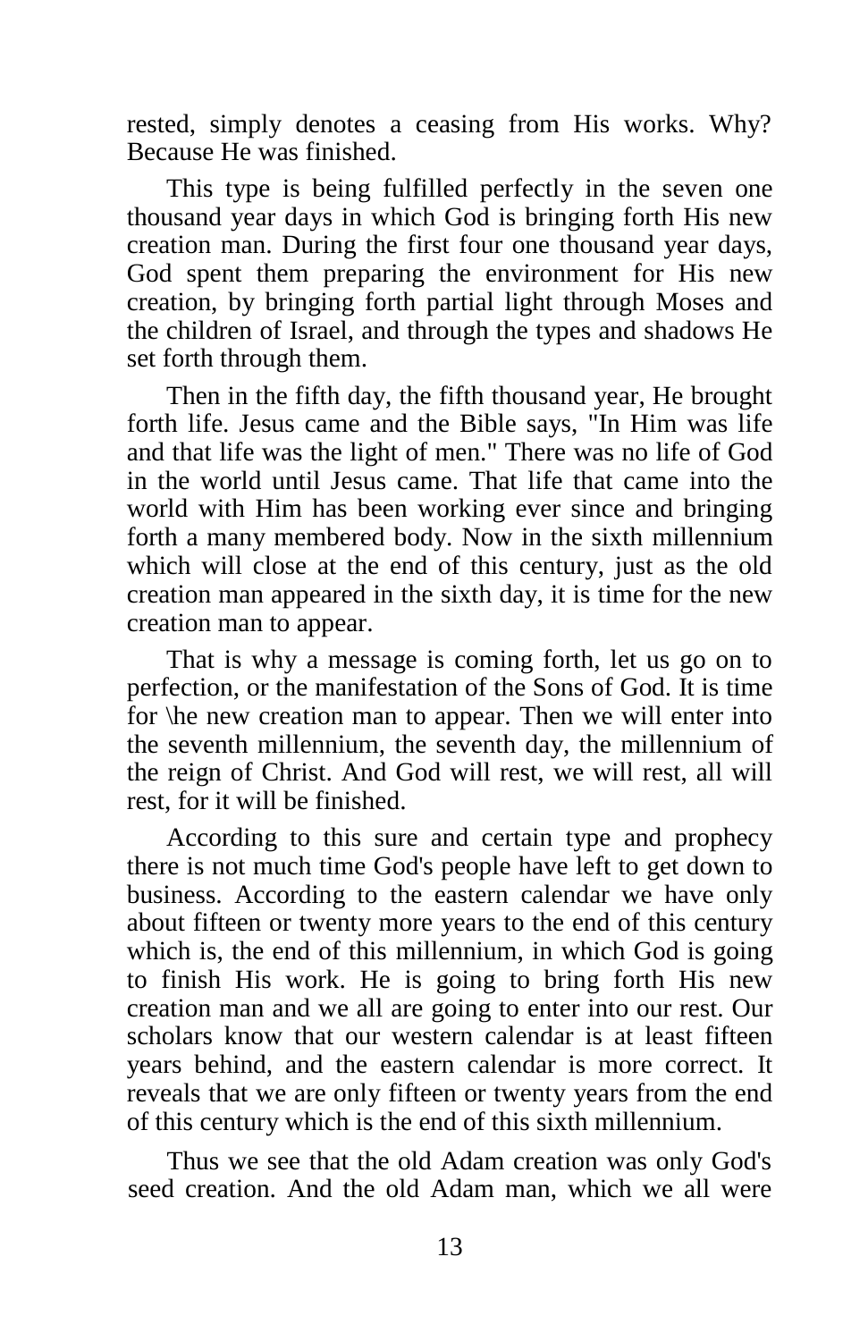rested, simply denotes a ceasing from His works. Why? Because He was finished.

This type is being fulfilled perfectly in the seven one thousand year days in which God is bringing forth His new creation man. During the first four one thousand year days, God spent them preparing the environment for His new creation, by bringing forth partial light through Moses and the children of Israel, and through the types and shadows He set forth through them.

Then in the fifth day, the fifth thousand year, He brought forth life. Jesus came and the Bible says, "In Him was life and that life was the light of men." There was no life of God in the world until Jesus came. That life that came into the world with Him has been working ever since and bringing forth a many membered body. Now in the sixth millennium which will close at the end of this century, just as the old creation man appeared in the sixth day, it is time for the new creation man to appear.

That is why a message is coming forth, let us go on to perfection, or the manifestation of the Sons of God. It is time for \he new creation man to appear. Then we will enter into the seventh millennium, the seventh day, the millennium of the reign of Christ. And God will rest, we will rest, all will rest, for it will be finished.

According to this sure and certain type and prophecy there is not much time God's people have left to get down to business. According to the eastern calendar we have only about fifteen or twenty more years to the end of this century which is, the end of this millennium, in which God is going to finish His work. He is going to bring forth His new creation man and we all are going to enter into our rest. Our scholars know that our western calendar is at least fifteen years behind, and the eastern calendar is more correct. It reveals that we are only fifteen or twenty years from the end of this century which is the end of this sixth millennium.

Thus we see that the old Adam creation was only God's seed creation. And the old Adam man, which we all were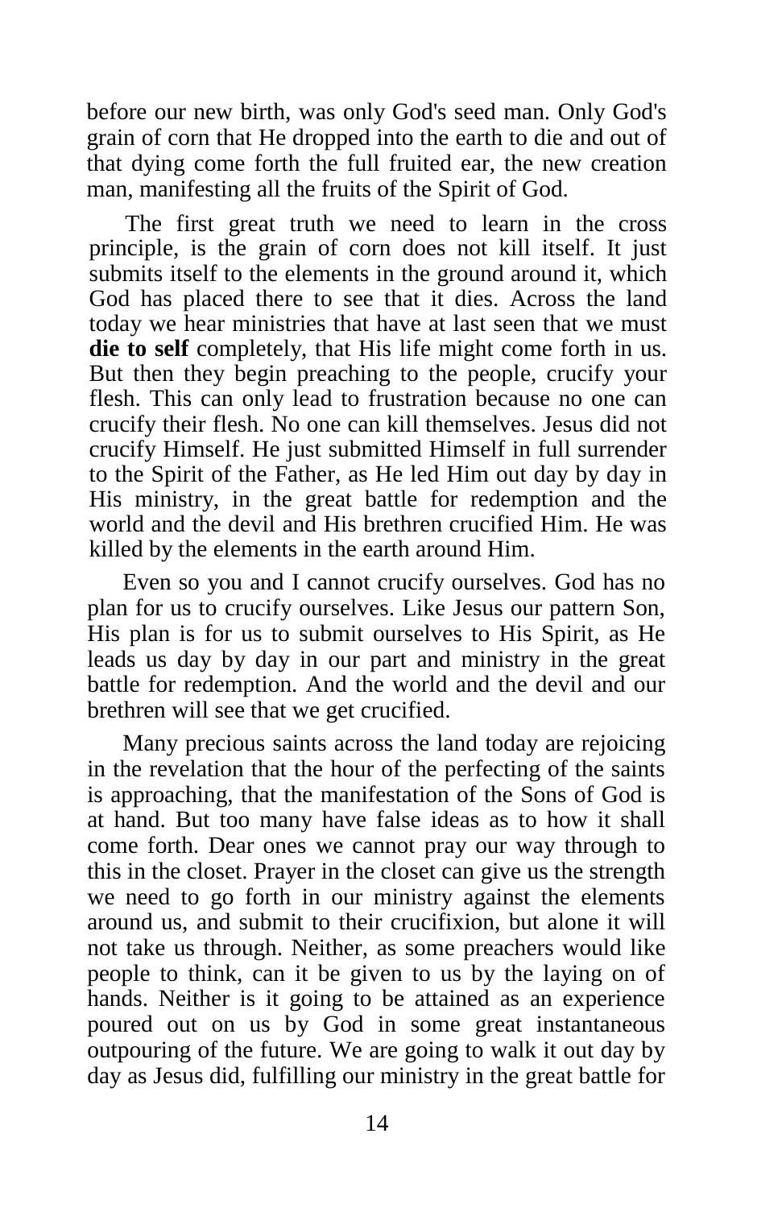before our new birth, was only God's seed man. Only God's grain of corn that He dropped into the earth to die and out of that dying come forth the full fruited ear, the new creation man, manifesting all the fruits of the Spirit of God.

The first great truth we need to learn in the cross principle, is the grain of corn does not kill itself. It just submits itself to the elements in the ground around it, which God has placed there to see that it dies. Across the land today we hear ministries that have at last seen that we must **die to self** completely, that His life might come forth in us. But then they begin preaching to the people, crucify your flesh. This can only lead to frustration because no one can crucify their flesh. No one can kill themselves. Jesus did not crucify Himself. He just submitted Himself in full surrender to the Spirit of the Father, as He led Him out day by day in His ministry, in the great battle for redemption and the world and the devil and His brethren crucified Him. He was killed by the elements in the earth around Him.

Even so you and I cannot crucify ourselves. God has no plan for us to crucify ourselves. Like Jesus our pattern Son, His plan is for us to submit ourselves to His Spirit, as He leads us day by day in our part and ministry in the great battle for redemption. And the world and the devil and our brethren will see that we get crucified.

Many precious saints across the land today are rejoicing in the revelation that the hour of the perfecting of the saints is approaching, that the manifestation of the Sons of God is at hand. But too many have false ideas as to how it shall come forth. Dear ones we cannot pray our way through to this in the closet. Prayer in the closet can give us the strength we need to go forth in our ministry against the elements around us, and submit to their crucifixion, but alone it will not take us through. Neither, as some preachers would like people to think, can it be given to us by the laying on of hands. Neither is it going to be attained as an experience poured out on us by God in some great instantaneous outpouring of the future. We are going to walk it out day by day as Jesus did, fulfilling our ministry in the great battle for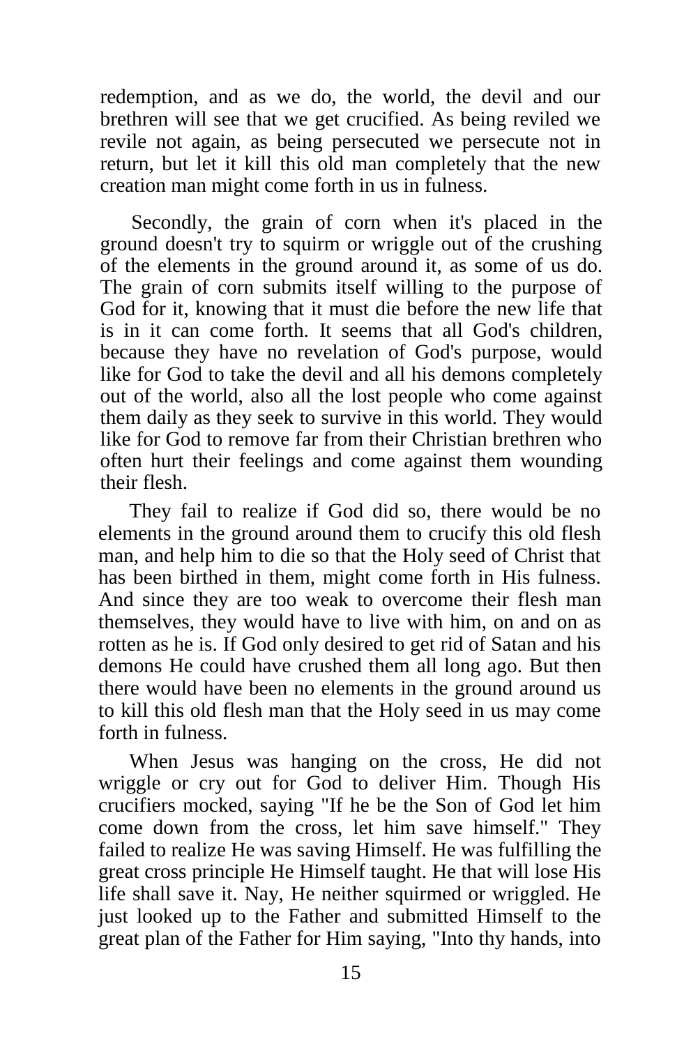redemption, and as we do, the world, the devil and our brethren will see that we get crucified. As being reviled we revile not again, as being persecuted we persecute not in return, but let it kill this old man completely that the new creation man might come forth in us in fulness.

Secondly, the grain of corn when it's placed in the ground doesn't try to squirm or wriggle out of the crushing of the elements in the ground around it, as some of us do. The grain of corn submits itself willing to the purpose of God for it, knowing that it must die before the new life that is in it can come forth. It seems that all God's children, because they have no revelation of God's purpose, would like for God to take the devil and all his demons completely out of the world, also all the lost people who come against them daily as they seek to survive in this world. They would like for God to remove far from their Christian brethren who often hurt their feelings and come against them wounding their flesh.

They fail to realize if God did so, there would be no elements in the ground around them to crucify this old flesh man, and help him to die so that the Holy seed of Christ that has been birthed in them, might come forth in His fulness. And since they are too weak to overcome their flesh man themselves, they would have to live with him, on and on as rotten as he is. If God only desired to get rid of Satan and his demons He could have crushed them all long ago. But then there would have been no elements in the ground around us to kill this old flesh man that the Holy seed in us may come forth in fulness.

When Jesus was hanging on the cross, He did not wriggle or cry out for God to deliver Him. Though His crucifiers mocked, saying "If he be the Son of God let him come down from the cross, let him save himself." They failed to realize He was saving Himself. He was fulfilling the great cross principle He Himself taught. He that will lose His life shall save it. Nay, He neither squirmed or wriggled. He just looked up to the Father and submitted Himself to the great plan of the Father for Him saying, "Into thy hands, into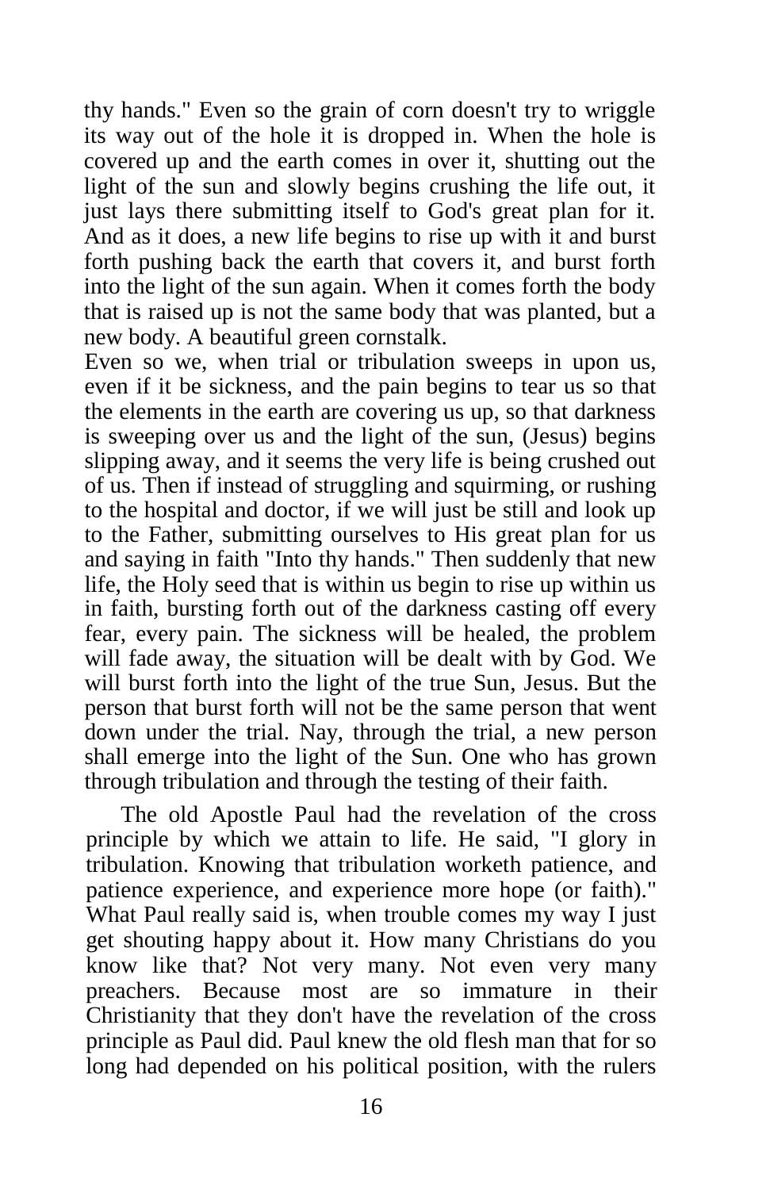thy hands." Even so the grain of corn doesn't try to wriggle its way out of the hole it is dropped in. When the hole is covered up and the earth comes in over it, shutting out the light of the sun and slowly begins crushing the life out, it just lays there submitting itself to God's great plan for it. And as it does, a new life begins to rise up with it and burst forth pushing back the earth that covers it, and burst forth into the light of the sun again. When it comes forth the body that is raised up is not the same body that was planted, but a new body. A beautiful green cornstalk.

Even so we, when trial or tribulation sweeps in upon us, even if it be sickness, and the pain begins to tear us so that the elements in the earth are covering us up, so that darkness is sweeping over us and the light of the sun, (Jesus) begins slipping away, and it seems the very life is being crushed out of us. Then if instead of struggling and squirming, or rushing to the hospital and doctor, if we will just be still and look up to the Father, submitting ourselves to His great plan for us and saying in faith "Into thy hands." Then suddenly that new life, the Holy seed that is within us begin to rise up within us in faith, bursting forth out of the darkness casting off every fear, every pain. The sickness will be healed, the problem will fade away, the situation will be dealt with by God. We will burst forth into the light of the true Sun, Jesus. But the person that burst forth will not be the same person that went down under the trial. Nay, through the trial, a new person shall emerge into the light of the Sun. One who has grown through tribulation and through the testing of their faith.

The old Apostle Paul had the revelation of the cross principle by which we attain to life. He said, "I glory in tribulation. Knowing that tribulation worketh patience, and patience experience, and experience more hope (or faith)." What Paul really said is, when trouble comes my way I just get shouting happy about it. How many Christians do you know like that? Not very many. Not even very many preachers. Because most are so immature in their Christianity that they don't have the revelation of the cross principle as Paul did. Paul knew the old flesh man that for so long had depended on his political position, with the rulers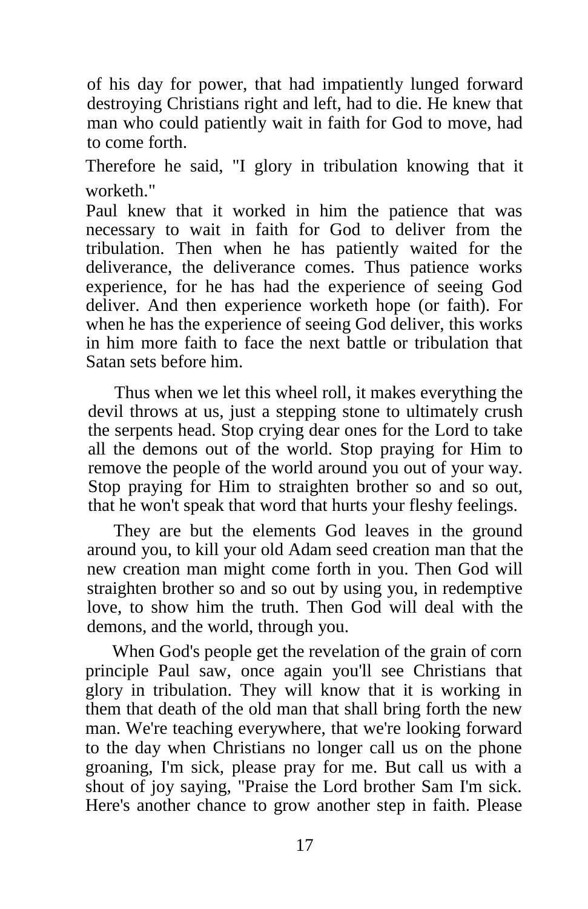of his day for power, that had impatiently lunged forward destroying Christians right and left, had to die. He knew that man who could patiently wait in faith for God to move, had to come forth.

Therefore he said, "I glory in tribulation knowing that it worketh."

Paul knew that it worked in him the patience that was necessary to wait in faith for God to deliver from the tribulation. Then when he has patiently waited for the deliverance, the deliverance comes. Thus patience works experience, for he has had the experience of seeing God deliver. And then experience worketh hope (or faith). For when he has the experience of seeing God deliver, this works in him more faith to face the next battle or tribulation that Satan sets before him.

Thus when we let this wheel roll, it makes everything the devil throws at us, just a stepping stone to ultimately crush the serpents head. Stop crying dear ones for the Lord to take all the demons out of the world. Stop praying for Him to remove the people of the world around you out of your way. Stop praying for Him to straighten brother so and so out, that he won't speak that word that hurts your fleshy feelings.

They are but the elements God leaves in the ground around you, to kill your old Adam seed creation man that the new creation man might come forth in you. Then God will straighten brother so and so out by using you, in redemptive love, to show him the truth. Then God will deal with the demons, and the world, through you.

When God's people get the revelation of the grain of corn principle Paul saw, once again you'll see Christians that glory in tribulation. They will know that it is working in them that death of the old man that shall bring forth the new man. We're teaching everywhere, that we're looking forward to the day when Christians no longer call us on the phone groaning, I'm sick, please pray for me. But call us with a shout of joy saying, "Praise the Lord brother Sam I'm sick. Here's another chance to grow another step in faith. Please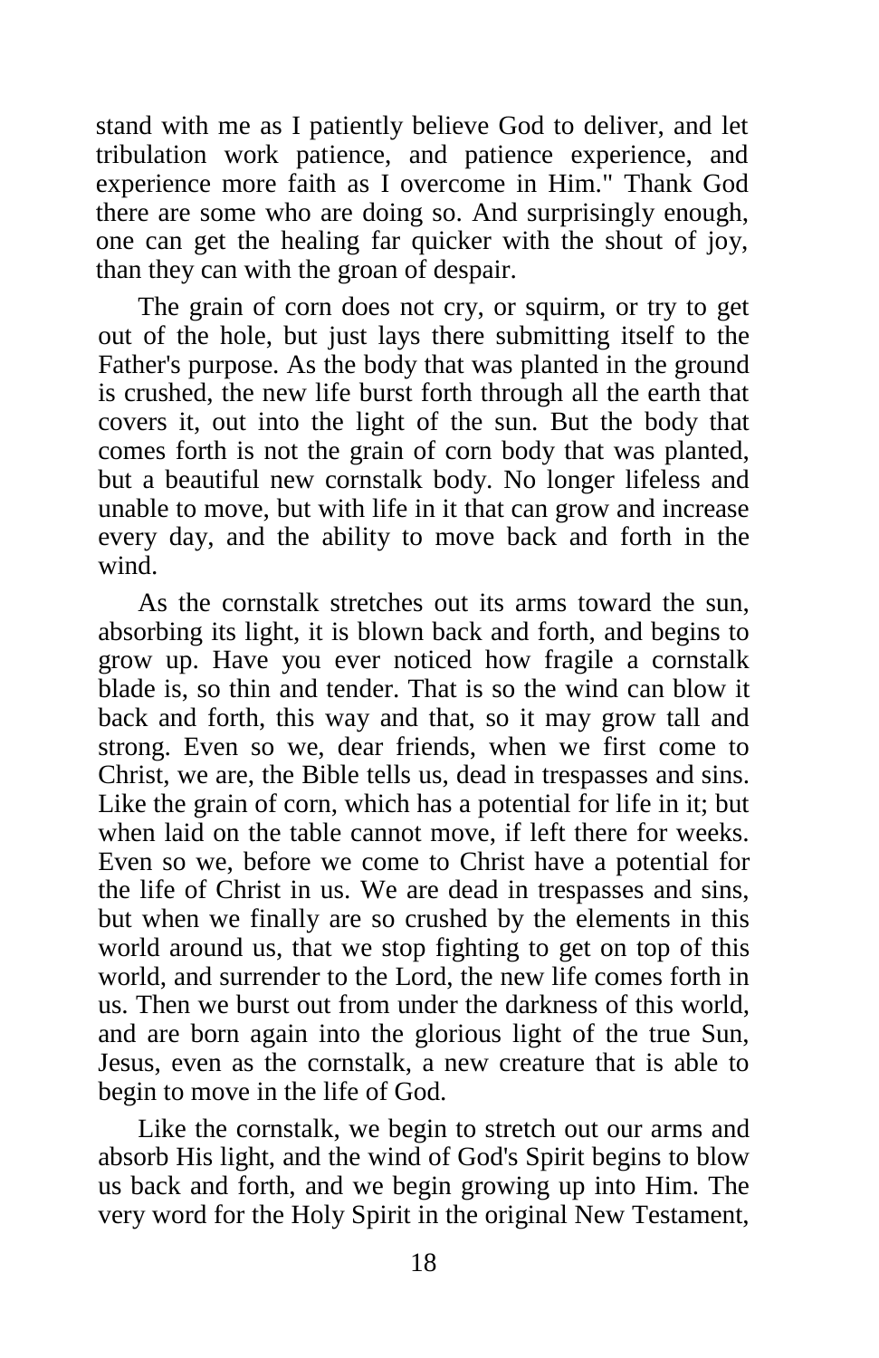stand with me as I patiently believe God to deliver, and let tribulation work patience, and patience experience, and experience more faith as I overcome in Him." Thank God there are some who are doing so. And surprisingly enough, one can get the healing far quicker with the shout of joy, than they can with the groan of despair.

The grain of corn does not cry, or squirm, or try to get out of the hole, but just lays there submitting itself to the Father's purpose. As the body that was planted in the ground is crushed, the new life burst forth through all the earth that covers it, out into the light of the sun. But the body that comes forth is not the grain of corn body that was planted, but a beautiful new cornstalk body. No longer lifeless and unable to move, but with life in it that can grow and increase every day, and the ability to move back and forth in the wind.

As the cornstalk stretches out its arms toward the sun, absorbing its light, it is blown back and forth, and begins to grow up. Have you ever noticed how fragile a cornstalk blade is, so thin and tender. That is so the wind can blow it back and forth, this way and that, so it may grow tall and strong. Even so we, dear friends, when we first come to Christ, we are, the Bible tells us, dead in trespasses and sins. Like the grain of corn, which has a potential for life in it; but when laid on the table cannot move, if left there for weeks. Even so we, before we come to Christ have a potential for the life of Christ in us. We are dead in trespasses and sins, but when we finally are so crushed by the elements in this world around us, that we stop fighting to get on top of this world, and surrender to the Lord, the new life comes forth in us. Then we burst out from under the darkness of this world, and are born again into the glorious light of the true Sun, Jesus, even as the cornstalk, a new creature that is able to begin to move in the life of God.

Like the cornstalk, we begin to stretch out our arms and absorb His light, and the wind of God's Spirit begins to blow us back and forth, and we begin growing up into Him. The very word for the Holy Spirit in the original New Testament,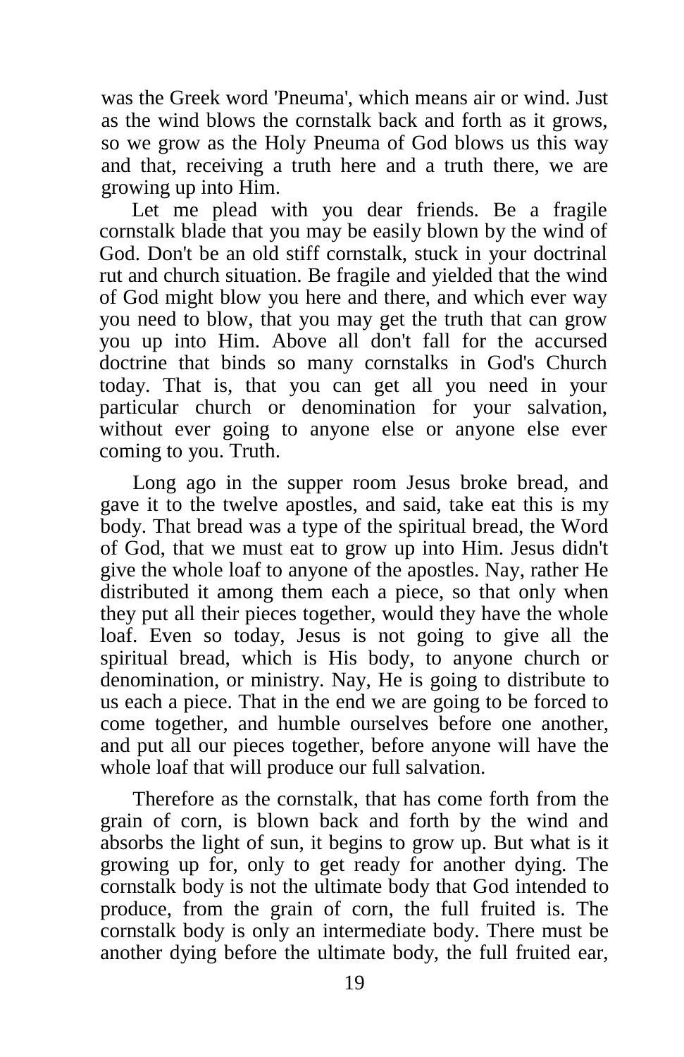was the Greek word 'Pneuma', which means air or wind. Just as the wind blows the cornstalk back and forth as it grows, so we grow as the Holy Pneuma of God blows us this way and that, receiving a truth here and a truth there, we are growing up into Him.

Let me plead with you dear friends. Be a fragile cornstalk blade that you may be easily blown by the wind of God. Don't be an old stiff cornstalk, stuck in your doctrinal rut and church situation. Be fragile and yielded that the wind of God might blow you here and there, and which ever way you need to blow, that you may get the truth that can grow you up into Him. Above all don't fall for the accursed doctrine that binds so many cornstalks in God's Church today. That is, that you can get all you need in your particular church or denomination for your salvation, without ever going to anyone else or anyone else ever coming to you. Truth.

Long ago in the supper room Jesus broke bread, and gave it to the twelve apostles, and said, take eat this is my body. That bread was a type of the spiritual bread, the Word of God, that we must eat to grow up into Him. Jesus didn't give the whole loaf to anyone of the apostles. Nay, rather He distributed it among them each a piece, so that only when they put all their pieces together, would they have the whole loaf. Even so today, Jesus is not going to give all the spiritual bread, which is His body, to anyone church or denomination, or ministry. Nay, He is going to distribute to us each a piece. That in the end we are going to be forced to come together, and humble ourselves before one another, and put all our pieces together, before anyone will have the whole loaf that will produce our full salvation.

Therefore as the cornstalk, that has come forth from the grain of corn, is blown back and forth by the wind and absorbs the light of sun, it begins to grow up. But what is it growing up for, only to get ready for another dying. The cornstalk body is not the ultimate body that God intended to produce, from the grain of corn, the full fruited is. The cornstalk body is only an intermediate body. There must be another dying before the ultimate body, the full fruited ear,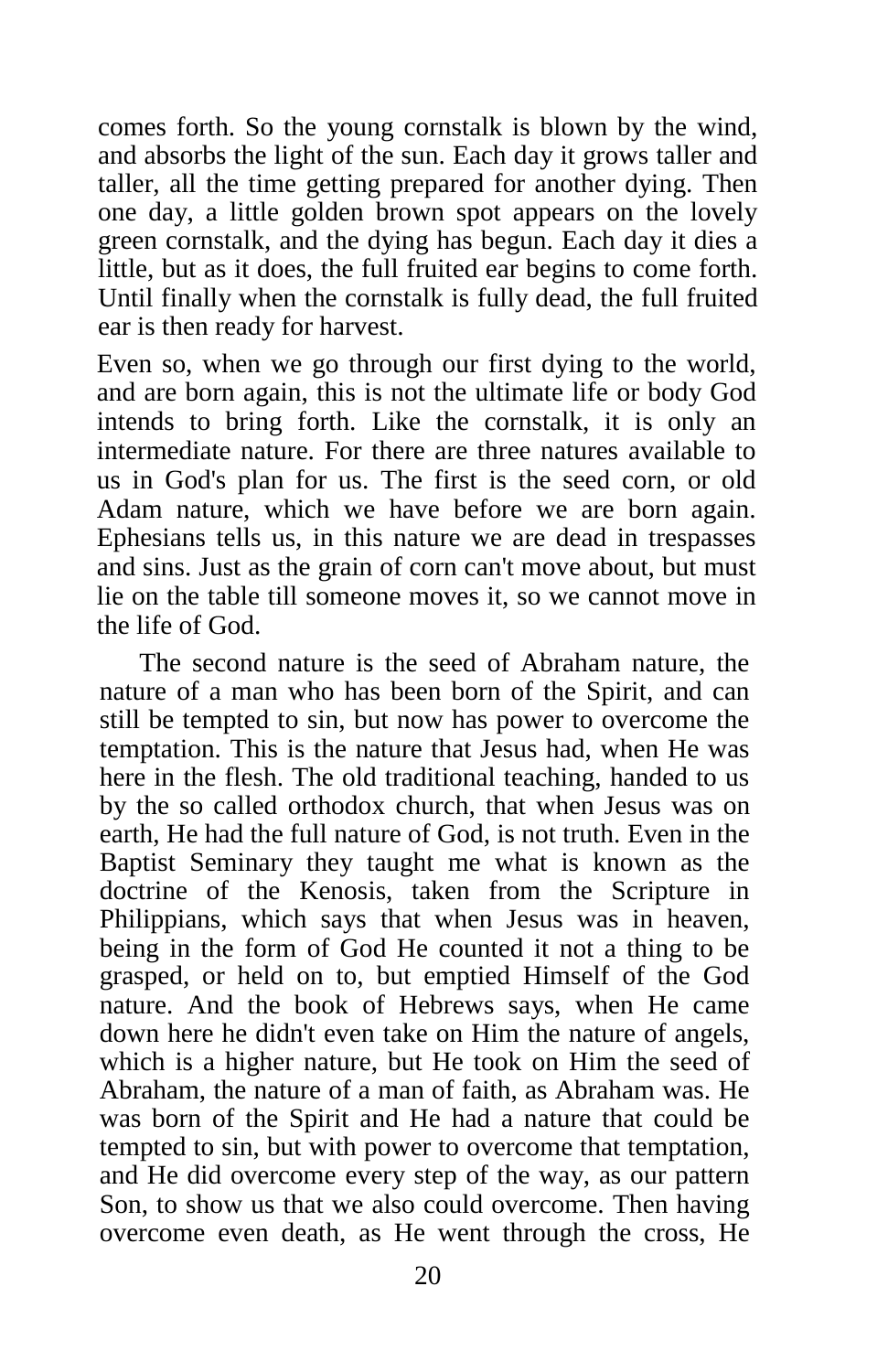comes forth. So the young cornstalk is blown by the wind, and absorbs the light of the sun. Each day it grows taller and taller, all the time getting prepared for another dying. Then one day, a little golden brown spot appears on the lovely green cornstalk, and the dying has begun. Each day it dies a little, but as it does, the full fruited ear begins to come forth. Until finally when the cornstalk is fully dead, the full fruited ear is then ready for harvest.

Even so, when we go through our first dying to the world, and are born again, this is not the ultimate life or body God intends to bring forth. Like the cornstalk, it is only an intermediate nature. For there are three natures available to us in God's plan for us. The first is the seed corn, or old Adam nature, which we have before we are born again. Ephesians tells us, in this nature we are dead in trespasses and sins. Just as the grain of corn can't move about, but must lie on the table till someone moves it, so we cannot move in the life of God.

The second nature is the seed of Abraham nature, the nature of a man who has been born of the Spirit, and can still be tempted to sin, but now has power to overcome the temptation. This is the nature that Jesus had, when He was here in the flesh. The old traditional teaching, handed to us by the so called orthodox church, that when Jesus was on earth, He had the full nature of God, is not truth. Even in the Baptist Seminary they taught me what is known as the doctrine of the Kenosis, taken from the Scripture in Philippians, which says that when Jesus was in heaven, being in the form of God He counted it not a thing to be grasped, or held on to, but emptied Himself of the God nature. And the book of Hebrews says, when He came down here he didn't even take on Him the nature of angels, which is a higher nature, but He took on Him the seed of Abraham, the nature of a man of faith, as Abraham was. He was born of the Spirit and He had a nature that could be tempted to sin, but with power to overcome that temptation, and He did overcome every step of the way, as our pattern Son, to show us that we also could overcome. Then having overcome even death, as He went through the cross, He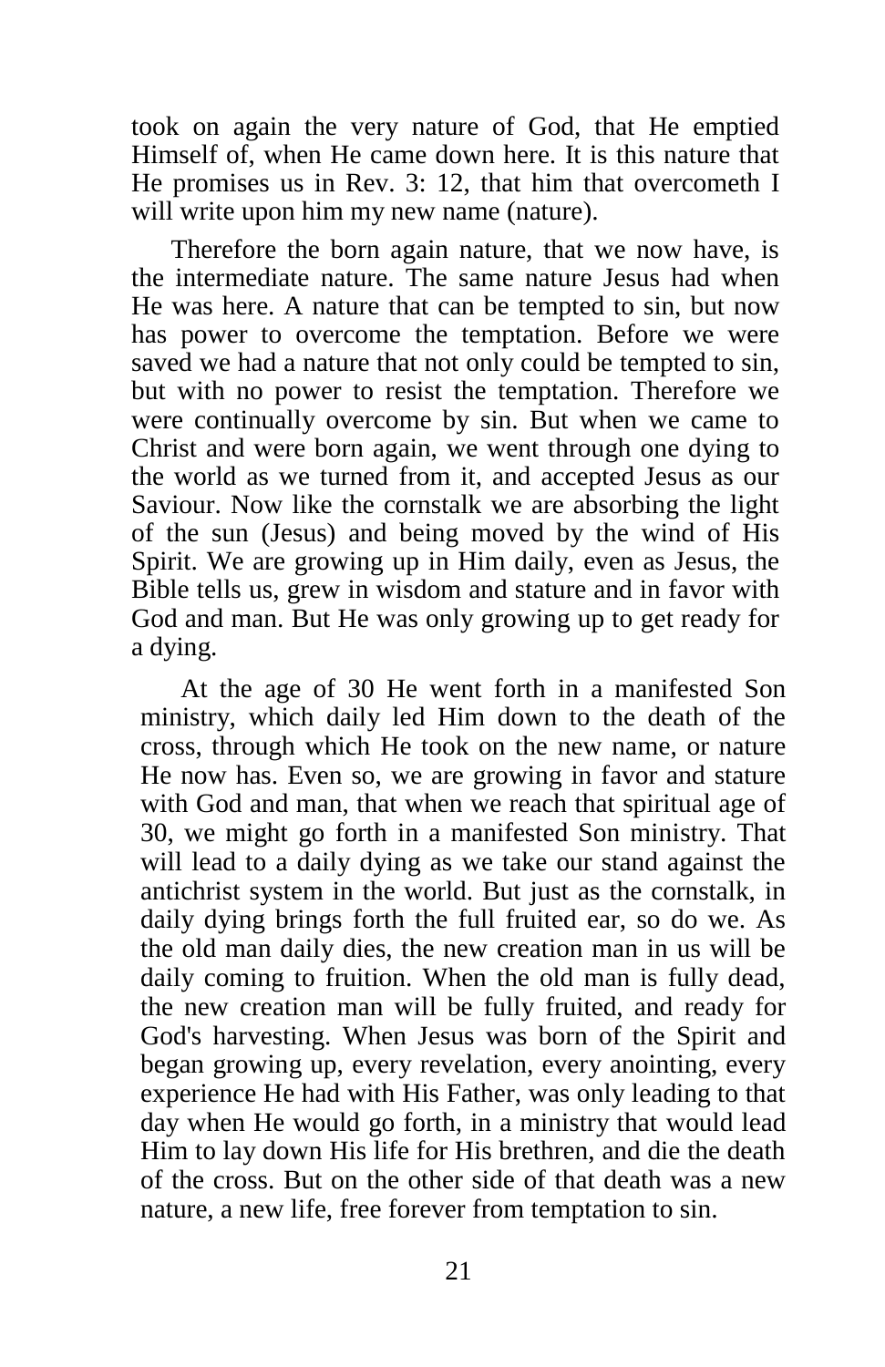took on again the very nature of God, that He emptied Himself of, when He came down here. It is this nature that He promises us in Rev. 3: 12, that him that overcometh I will write upon him my new name (nature).

Therefore the born again nature, that we now have, is the intermediate nature. The same nature Jesus had when He was here. A nature that can be tempted to sin, but now has power to overcome the temptation. Before we were saved we had a nature that not only could be tempted to sin, but with no power to resist the temptation. Therefore we were continually overcome by sin. But when we came to Christ and were born again, we went through one dying to the world as we turned from it, and accepted Jesus as our Saviour. Now like the cornstalk we are absorbing the light of the sun (Jesus) and being moved by the wind of His Spirit. We are growing up in Him daily, even as Jesus, the Bible tells us, grew in wisdom and stature and in favor with God and man. But He was only growing up to get ready for a dying.

At the age of 30 He went forth in a manifested Son ministry, which daily led Him down to the death of the cross, through which He took on the new name, or nature He now has. Even so, we are growing in favor and stature with God and man, that when we reach that spiritual age of 30, we might go forth in a manifested Son ministry. That will lead to a daily dying as we take our stand against the antichrist system in the world. But just as the cornstalk, in daily dying brings forth the full fruited ear, so do we. As the old man daily dies, the new creation man in us will be daily coming to fruition. When the old man is fully dead, the new creation man will be fully fruited, and ready for God's harvesting. When Jesus was born of the Spirit and began growing up, every revelation, every anointing, every experience He had with His Father, was only leading to that day when He would go forth, in a ministry that would lead Him to lay down His life for His brethren, and die the death of the cross. But on the other side of that death was a new nature, a new life, free forever from temptation to sin.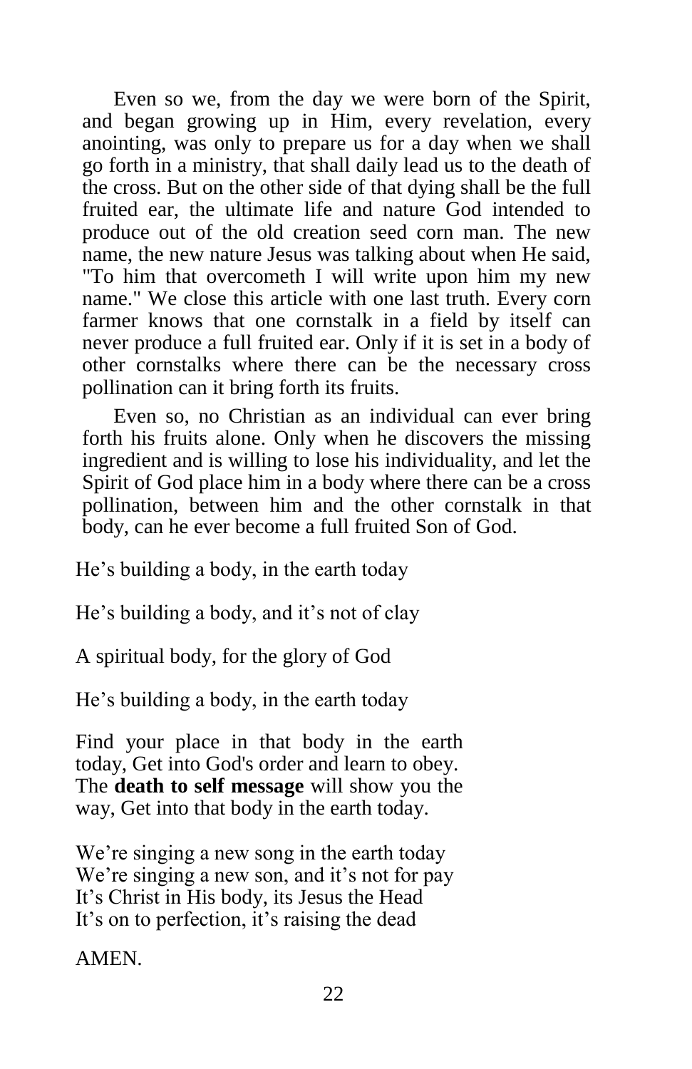Even so we, from the day we were born of the Spirit, and began growing up in Him, every revelation, every anointing, was only to prepare us for a day when we shall go forth in a ministry, that shall daily lead us to the death of the cross. But on the other side of that dying shall be the full fruited ear, the ultimate life and nature God intended to produce out of the old creation seed corn man. The new name, the new nature Jesus was talking about when He said, "To him that overcometh I will write upon him my new name." We close this article with one last truth. Every corn farmer knows that one cornstalk in a field by itself can never produce a full fruited ear. Only if it is set in a body of other cornstalks where there can be the necessary cross pollination can it bring forth its fruits.

Even so, no Christian as an individual can ever bring forth his fruits alone. Only when he discovers the missing ingredient and is willing to lose his individuality, and let the Spirit of God place him in a body where there can be a cross pollination, between him and the other cornstalk in that body, can he ever become a full fruited Son of God.

He's building a body, in the earth today

He's building a body, and it's not of clay

A spiritual body, for the glory of God

He's building a body, in the earth today

Find your place in that body in the earth today, Get into God's order and learn to obey. The **death to self message** will show you the way, Get into that body in the earth today.

We're singing a new song in the earth today
We're singing a new son, and it's not for pay
It's Christ in His body, its Jesus the Head
It's on to perfection, it's raising the dead

AMEN.